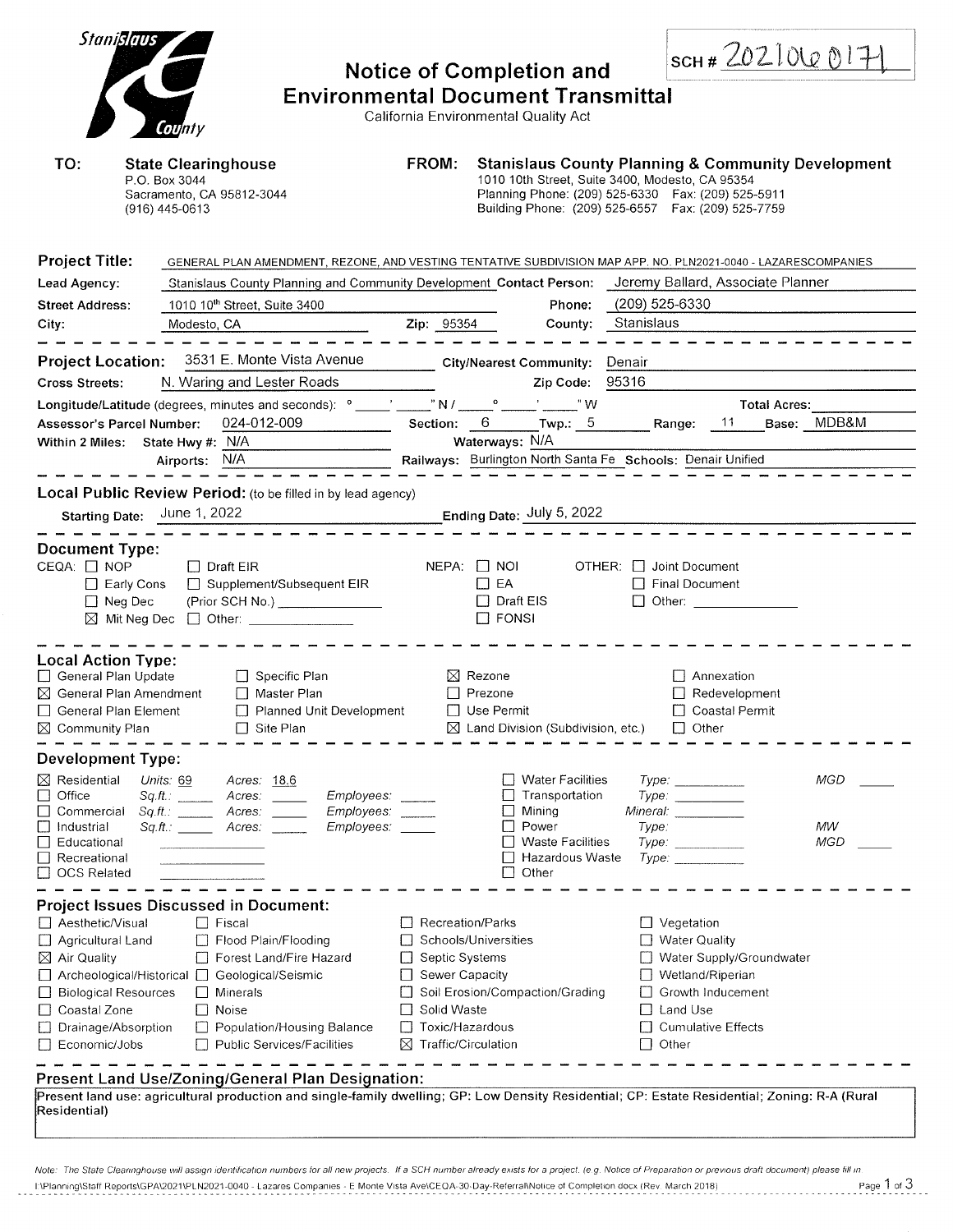SCH # 2021060171

# Notice of Completion and Environmental Document Transmittal

California Environmental Quality Act

**TO:** **State Clearinghouse**
P.O. Box 3044
Sacramento, CA 95812-3044
(916) 445-0613

**FROM:** **Stanislaus County Planning & Community Development**
1010 10th Street, Suite 3400, Modesto, CA 95354
Planning Phone: (209) 525-6330 Fax: (209) 525-5911
Building Phone: (209) 525-6557 Fax: (209) 525-7759

**Project Title:** GENERAL PLAN AMENDMENT, REZONE, AND VESTING TENTATIVE SUBDIVISION MAP APP. NO. PLN2021-0040 - LAZARESCOMPANIES

**Lead Agency:** Stanislaus County Planning and Community Development **Contact Person:** Jeremy Ballard, Associate Planner

**Street Address:** 1010 10th Street, Suite 3400 **Phone:** (209) 525-6330

**City:** Modesto, CA **Zip:** 95354 **County:** Stanislaus

---

**Project Location:** 3531 E. Monte Vista Avenue **City/Nearest Community:** Denair

**Cross Streets:** N. Waring and Lester Roads **Zip Code:** 95316

**Longitude/Latitude** (degrees, minutes and seconds): ° ' " N / ° ' " W **Total Acres:**

**Assessor's Parcel Number:** 024-012-009 **Section:** 6 **Twp.:** 5 **Range:** 11 **Base:** MDB&M

**Within 2 Miles:** State Hwy #: N/A **Waterways:** N/A

Airports: N/A **Railways:** Burlington North Santa Fe **Schools:** Denair Unified

---

**Local Public Review Period:** (to be filled in by lead agency)

Starting Date: June 1, 2022 **Ending Date:** July 5, 2022

---

**Document Type:**

CEQA: ☐ NOP ☐ Draft EIR ☐ Early Cons ☐ Supplement/Subsequent EIR ☐ Neg Dec (Prior SCH No.) ______ ☒ Mit Neg Dec ☐ Other: ______

NEPA: ☐ NOI ☐ EA ☐ Draft EIS ☐ FONSI

OTHER: ☐ Joint Document ☐ Final Document ☐ Other: ______

---

**Local Action Type:**

☐ General Plan Update
☒ General Plan Amendment
☐ General Plan Element
☒ Community Plan
☐ Specific Plan
☐ Master Plan
☐ Planned Unit Development
☐ Site Plan
☒ Rezone
☐ Prezone
☐ Use Permit
☒ Land Division (Subdivision, etc.)
☐ Annexation
☐ Redevelopment
☐ Coastal Permit
☐ Other

---

**Development Type:**

☒ Residential Units: 69 Acres: 18.6
☐ Office Sq.ft.: ____ Acres: ____ Employees: ____
☐ Commercial Sq.ft.: ____ Acres: ____ Employees: ____
☐ Industrial Sq.ft.: ____ Acres: ____ Employees: ____
☐ Educational
☐ Recreational
☐ OCS Related
☐ Water Facilities Type: ____ MGD ____
☐ Transportation Type: ____
☐ Mining Mineral: ____
☐ Power Type: ____ MW
☐ Waste Facilities Type: ____ MGD ____
☐ Hazardous Waste Type: ____
☐ Other

---

**Project Issues Discussed in Document:**

☐ Aesthetic/Visual
☐ Agricultural Land
☒ Air Quality
☐ Archeological/Historical
☐ Biological Resources
☐ Coastal Zone
☐ Drainage/Absorption
☐ Economic/Jobs
☐ Fiscal
☐ Flood Plain/Flooding
☐ Forest Land/Fire Hazard
☐ Geological/Seismic
☐ Minerals
☐ Noise
☐ Population/Housing Balance
☐ Public Services/Facilities
☐ Recreation/Parks
☐ Schools/Universities
☐ Septic Systems
☐ Sewer Capacity
☐ Soil Erosion/Compaction/Grading
☐ Solid Waste
☐ Toxic/Hazardous
☒ Traffic/Circulation
☐ Vegetation
☐ Water Quality
☐ Water Supply/Groundwater
☐ Wetland/Riperian
☐ Growth Inducement
☐ Land Use
☐ Cumulative Effects
☐ Other

---

**Present Land Use/Zoning/General Plan Designation:**

Present land use: agricultural production and single-family dwelling; GP: Low Density Residential; CP: Estate Residential; Zoning: R-A (Rural Residential)

*Note: The State Clearinghouse will assign identification numbers for all new projects. If a SCH number already exists for a project (e.g. Notice of Preparation or previous draft document) please fill in*

I:\Planning\Staff Reports\GPA\2021\PLN2021-0040 - Lazares Companies - E Monte Vista Ave\CEQA-30-Day-Referral\Notice of Completion.docx (Rev. March 2018)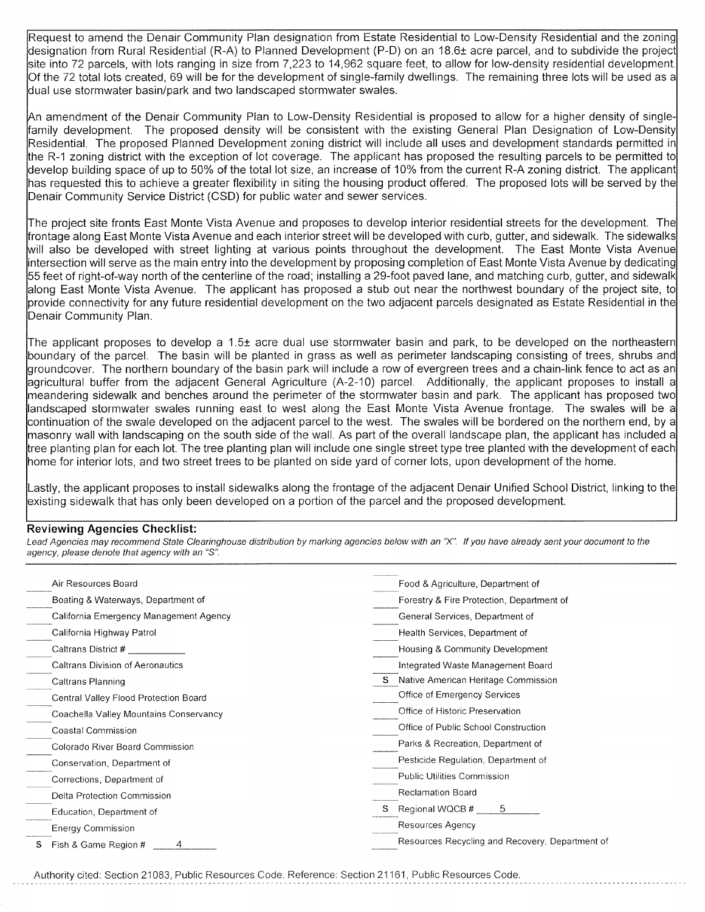Request to amend the Denair Community Plan designation from Estate Residential to Low-Density Residential and the zoning designation from Rural Residential (R-A) to Planned Development (P-D) on an 18.6± acre parcel, and to subdivide the project site into 72 parcels, with lots ranging in size from 7,223 to 14,962 square feet, to allow for low-density residential development. Of the 72 total lots created, 69 will be for the development of single-family dwellings. The remaining three lots will be used as a dual use stormwater basin/park and two landscaped stormwater swales.

An amendment of the Denair Community Plan to Low-Density Residential is proposed to allow for a higher density of single-family development. The proposed density will be consistent with the existing General Plan Designation of Low-Density Residential. The proposed Planned Development zoning district will include all uses and development standards permitted in the R-1 zoning district with the exception of lot coverage. The applicant has proposed the resulting parcels to be permitted to develop building space of up to 50% of the total lot size, an increase of 10% from the current R-A zoning district. The applicant has requested this to achieve a greater flexibility in siting the housing product offered. The proposed lots will be served by the Denair Community Service District (CSD) for public water and sewer services.

The project site fronts East Monte Vista Avenue and proposes to develop interior residential streets for the development. The frontage along East Monte Vista Avenue and each interior street will be developed with curb, gutter, and sidewalk. The sidewalks will also be developed with street lighting at various points throughout the development. The East Monte Vista Avenue intersection will serve as the main entry into the development by proposing completion of East Monte Vista Avenue by dedicating 55 feet of right-of-way north of the centerline of the road; installing a 29-foot paved lane, and matching curb, gutter, and sidewalk along East Monte Vista Avenue. The applicant has proposed a stub out near the northwest boundary of the project site, to provide connectivity for any future residential development on the two adjacent parcels designated as Estate Residential in the Denair Community Plan.

The applicant proposes to develop a 1.5± acre dual use stormwater basin and park, to be developed on the northeastern boundary of the parcel. The basin will be planted in grass as well as perimeter landscaping consisting of trees, shrubs and groundcover. The northern boundary of the basin park will include a row of evergreen trees and a chain-link fence to act as an agricultural buffer from the adjacent General Agriculture (A-2-10) parcel. Additionally, the applicant proposes to install a meandering sidewalk and benches around the perimeter of the stormwater basin and park. The applicant has proposed two landscaped stormwater swales running east to west along the East Monte Vista Avenue frontage. The swales will be a continuation of the swale developed on the adjacent parcel to the west. The swales will be bordered on the northern end, by a masonry wall with landscaping on the south side of the wall. As part of the overall landscape plan, the applicant has included a tree planting plan for each lot. The tree planting plan will include one single street type tree planted with the development of each home for interior lots, and two street trees to be planted on side yard of corner lots, upon development of the home.

Lastly, the applicant proposes to install sidewalks along the frontage of the adjacent Denair Unified School District, linking to the existing sidewalk that has only been developed on a portion of the parcel and the proposed development.

### Reviewing Agencies Checklist:

*Lead Agencies may recommend State Clearinghouse distribution by marking agencies below with an "X". If you have already sent your document to the agency, please denote that agency with an "S".*

| Mark | Agency | Mark | Agency |
|---|---|---|---|
| ___ | Air Resources Board | ___ | Food & Agriculture, Department of |
| ___ | Boating & Waterways, Department of | ___ | Forestry & Fire Protection, Department of |
| ___ | California Emergency Management Agency | ___ | General Services, Department of |
| ___ | California Highway Patrol | ___ | Health Services, Department of |
| ___ | Caltrans District # ________ | ___ | Housing & Community Development |
| ___ | Caltrans Division of Aeronautics | ___ | Integrated Waste Management Board |
| ___ | Caltrans Planning | S | Native American Heritage Commission |
| ___ | Central Valley Flood Protection Board | ___ | Office of Emergency Services |
| ___ | Coachella Valley Mountains Conservancy | ___ | Office of Historic Preservation |
| ___ | Coastal Commission | ___ | Office of Public School Construction |
| ___ | Colorado River Board Commission | ___ | Parks & Recreation, Department of |
| ___ | Conservation, Department of | ___ | Pesticide Regulation, Department of |
| ___ | Corrections, Department of | ___ | Public Utilities Commission |
| ___ | Delta Protection Commission | ___ | Reclamation Board |
| ___ | Education, Department of | S | Regional WQCB # 5 |
| ___ | Energy Commission | ___ | Resources Agency |
| S | Fish & Game Region # 4 | ___ | Resources Recycling and Recovery, Department of |

Authority cited: Section 21083, Public Resources Code. Reference: Section 21161, Public Resources Code.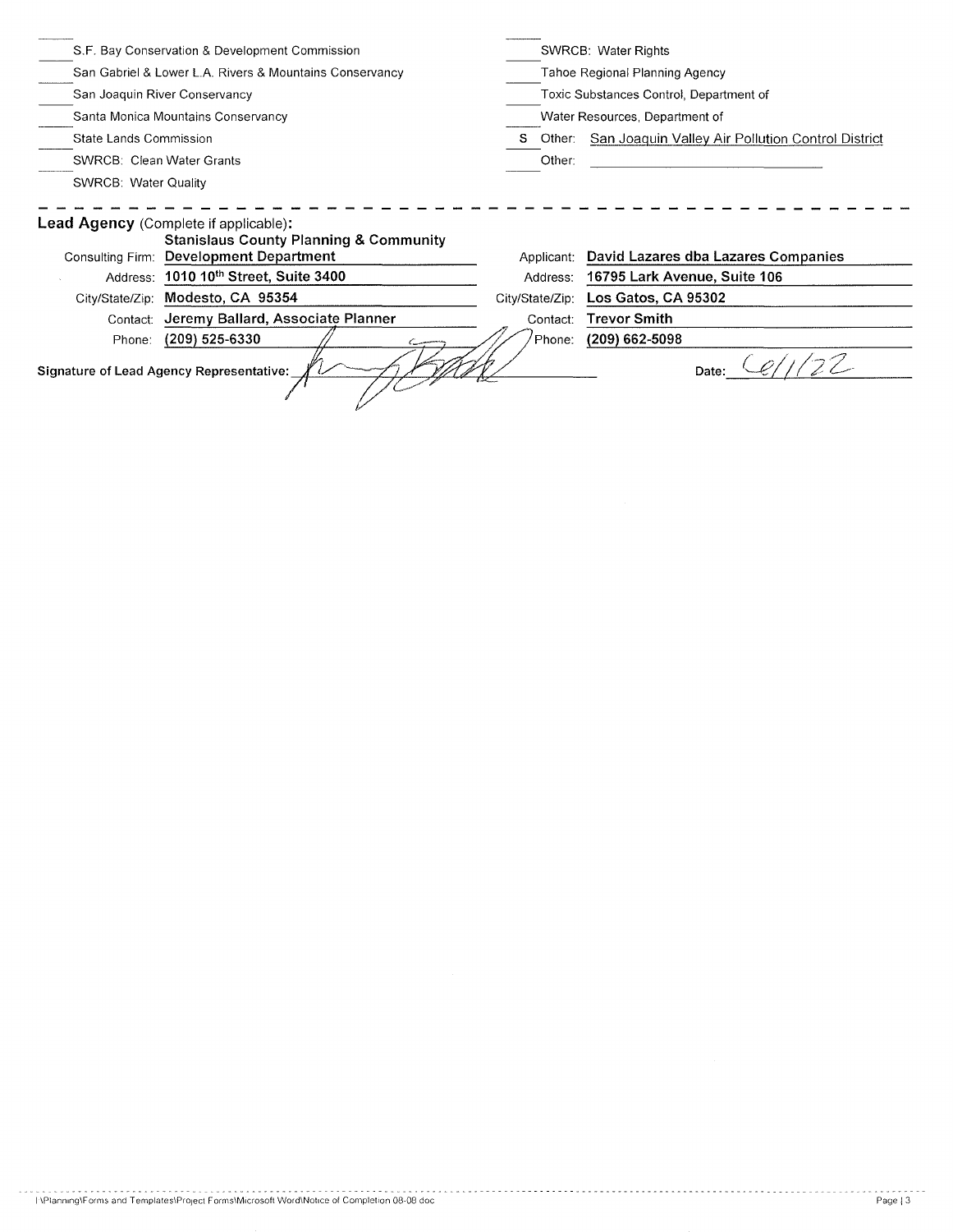| | |
|---|---|
| ___ S.F. Bay Conservation & Development Commission | ___ SWRCB: Water Rights |
| ___ San Gabriel & Lower L.A. Rivers & Mountains Conservancy | ___ Tahoe Regional Planning Agency |
| ___ San Joaquin River Conservancy | ___ Toxic Substances Control, Department of |
| ___ Santa Monica Mountains Conservancy | ___ Water Resources, Department of |
| ___ State Lands Commission | S Other: San Joaquin Valley Air Pollution Control District |
| ___ SWRCB: Clean Water Grants | ___ Other: ___ |
| ___ SWRCB: Water Quality | |

---

**Lead Agency** (Complete if applicable):

| | | | |
|---|---|---|---|
| Consulting Firm: | **Stanislaus County Planning & Community Development Department** | Applicant: | **David Lazares dba Lazares Companies** |
| Address: | **1010 10th Street, Suite 3400** | Address: | **16795 Lark Avenue, Suite 106** |
| City/State/Zip: | **Modesto, CA 95354** | City/State/Zip: | **Los Gatos, CA 95302** |
| Contact: | **Jeremy Ballard, Associate Planner** | Contact: | **Trevor Smith** |
| Phone: | **(209) 525-6330** | Phone: | **(209) 662-5098** |

**Signature of Lead Agency Representative:** [signature] Date: 6/1/22

I:\Planning\Forms and Templates\Project Forms\Microsoft Word\Notice of Completion 08-08.doc